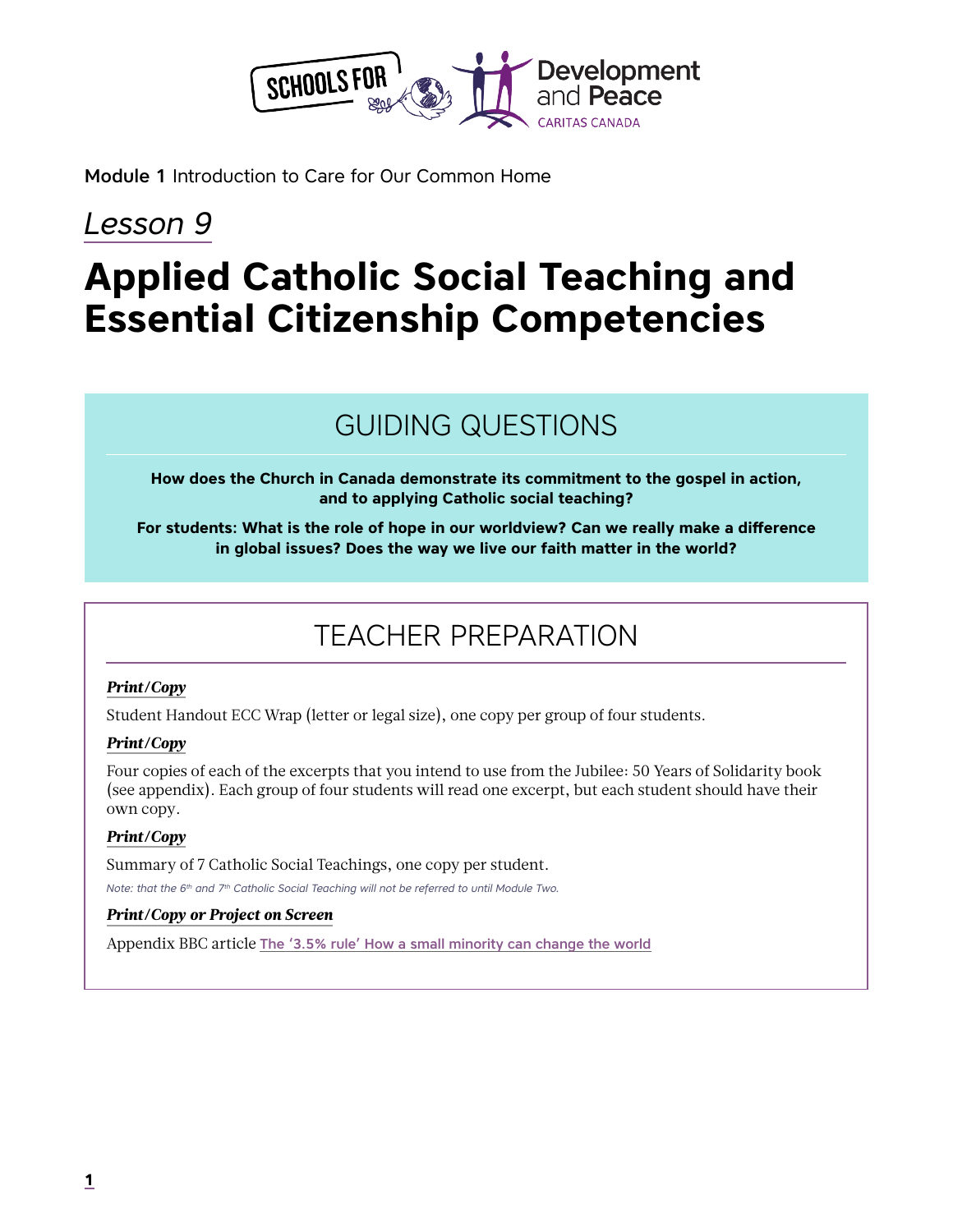Module 1 Introduction to Care for Our Common Home

*Lesson 9*

# Applied Catholic Social Teaching and Essential Citizenship Competencies

## GUIDING QUESTIONS

**How does the Church in Canada demonstrate its commitment to the gospel in action, and to applying Catholic social teaching?**

**For students: What is the role of hope in our worldview? Can we really make a difference in global issues? Does the way we live our faith matter in the world?**

## TEACHER PREPARATION

***Print/Copy***

Student Handout ECC Wrap (letter or legal size), one copy per group of four students.

***Print/Copy***

Four copies of each of the excerpts that you intend to use from the Jubilee: 50 Years of Solidarity book (see appendix). Each group of four students will read one excerpt, but each student should have their own copy.

***Print/Copy***

Summary of 7 Catholic Social Teachings, one copy per student.

*Note: that the 6th and 7th Catholic Social Teaching will not be referred to until Module Two.*

***Print/Copy or Project on Screen***

Appendix BBC article The '3.5% rule' How a small minority can change the world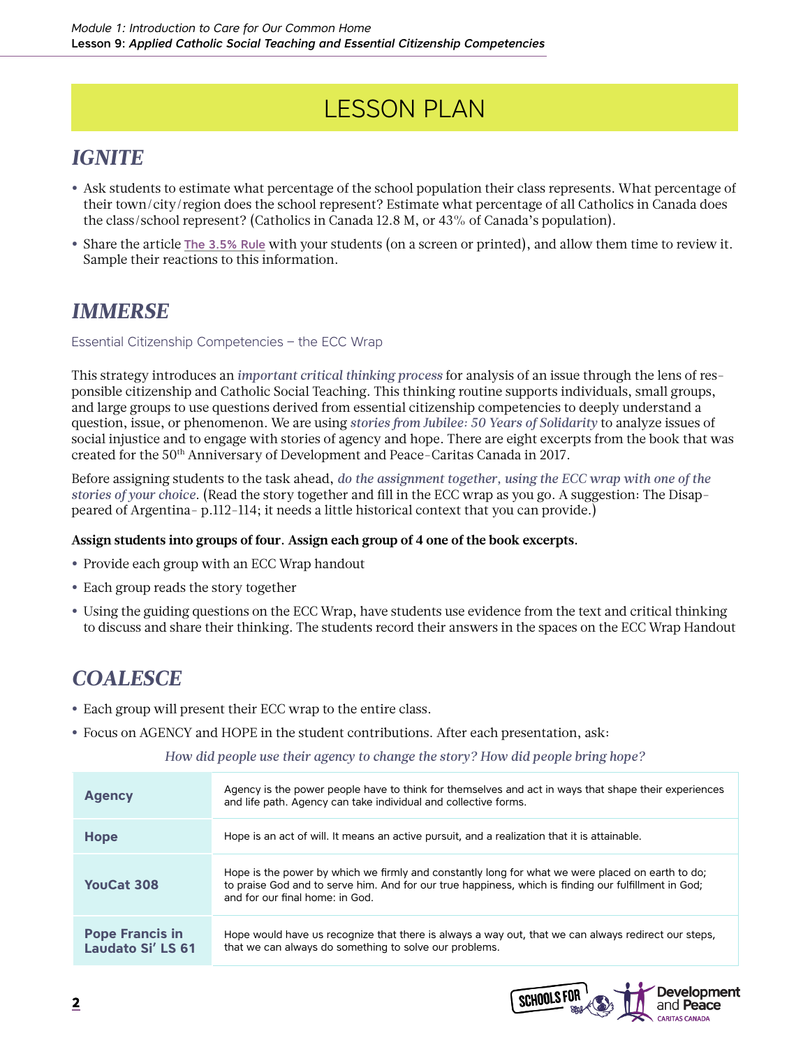# LESSON PLAN

## *IGNITE*

- Ask students to estimate what percentage of the school population their class represents. What percentage of their town/city/region does the school represent? Estimate what percentage of all Catholics in Canada does the class/school represent? (Catholics in Canada 12.8 M, or 43% of Canada's population).
- Share the article The 3.5% Rule with your students (on a screen or printed), and allow them time to review it. Sample their reactions to this information.

## *IMMERSE*

Essential Citizenship Competencies – the ECC Wrap

This strategy introduces an *important critical thinking process* for analysis of an issue through the lens of responsible citizenship and Catholic Social Teaching. This thinking routine supports individuals, small groups, and large groups to use questions derived from essential citizenship competencies to deeply understand a question, issue, or phenomenon. We are using *stories from Jubilee: 50 Years of Solidarity* to analyze issues of social injustice and to engage with stories of agency and hope. There are eight excerpts from the book that was created for the 50th Anniversary of Development and Peace-Caritas Canada in 2017.

Before assigning students to the task ahead, *do the assignment together, using the ECC wrap with one of the stories of your choice*. (Read the story together and fill in the ECC wrap as you go. A suggestion: The Disappeared of Argentina- p.112-114; it needs a little historical context that you can provide.)

**Assign students into groups of four. Assign each group of 4 one of the book excerpts.**

- Provide each group with an ECC Wrap handout
- Each group reads the story together
- Using the guiding questions on the ECC Wrap, have students use evidence from the text and critical thinking to discuss and share their thinking. The students record their answers in the spaces on the ECC Wrap Handout

## *COALESCE*

- Each group will present their ECC wrap to the entire class.
- Focus on AGENCY and HOPE in the student contributions. After each presentation, ask:

*How did people use their agency to change the story? How did people bring hope?*

| | |
|---|---|
| **Agency** | Agency is the power people have to think for themselves and act in ways that shape their experiences and life path. Agency can take individual and collective forms. |
| **Hope** | Hope is an act of will. It means an active pursuit, and a realization that it is attainable. |
| **YouCat 308** | Hope is the power by which we firmly and constantly long for what we were placed on earth to do; to praise God and to serve him. And for our true happiness, which is finding our fulfillment in God; and for our final home: in God. |
| **Pope Francis in Laudato Si' LS 61** | Hope would have us recognize that there is always a way out, that we can always redirect our steps, that we can always do something to solve our problems. |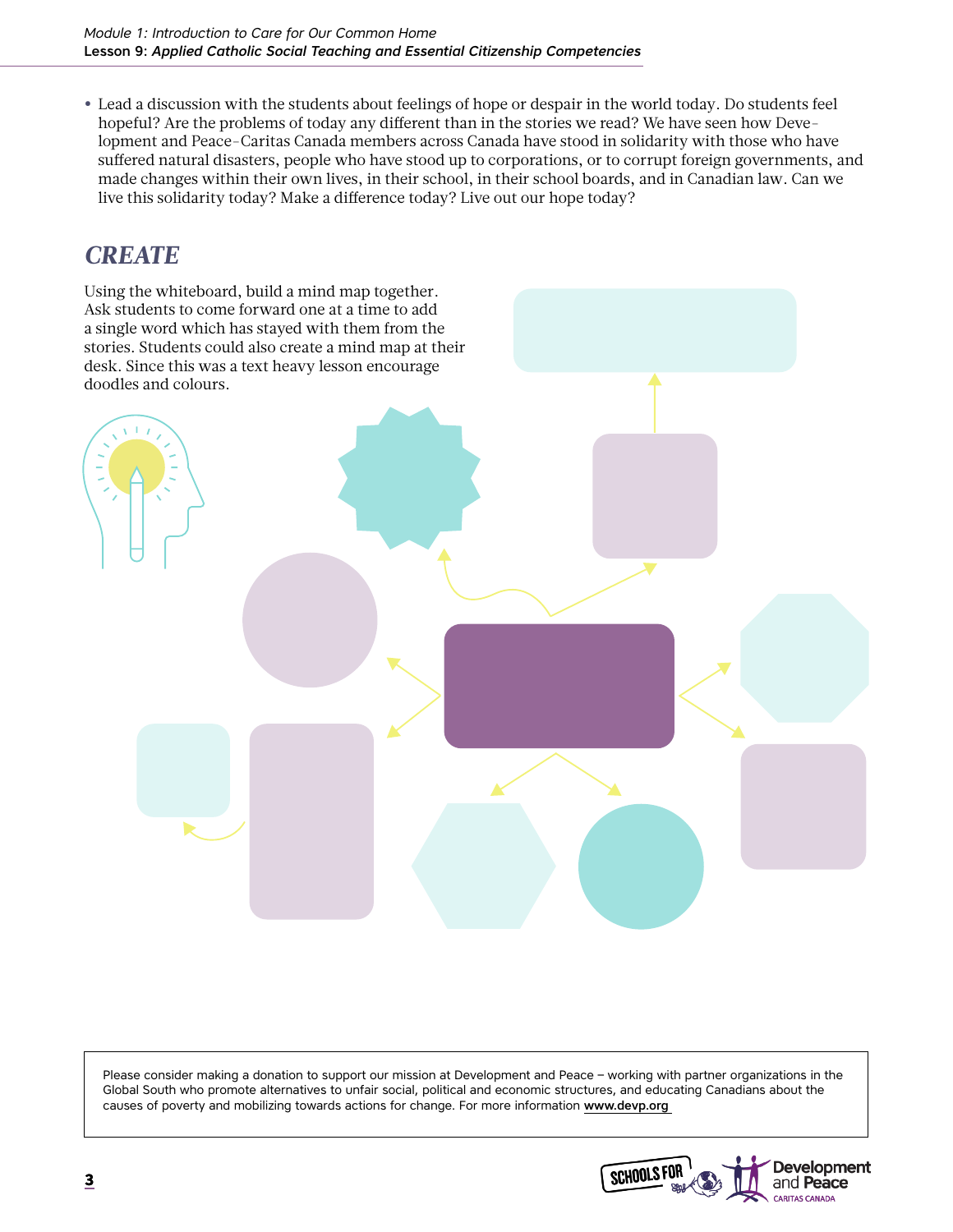- Lead a discussion with the students about feelings of hope or despair in the world today. Do students feel hopeful? Are the problems of today any different than in the stories we read? We have seen how Development and Peace-Caritas Canada members across Canada have stood in solidarity with those who have suffered natural disasters, people who have stood up to corporations, or to corrupt foreign governments, and made changes within their own lives, in their school, in their school boards, and in Canadian law. Can we live this solidarity today? Make a difference today? Live out our hope today?

## *CREATE*

Using the whiteboard, build a mind map together. Ask students to come forward one at a time to add a single word which has stayed with them from the stories. Students could also create a mind map at their desk. Since this was a text heavy lesson encourage doodles and colours.

Please consider making a donation to support our mission at Development and Peace – working with partner organizations in the Global South who promote alternatives to unfair social, political and economic structures, and educating Canadians about the causes of poverty and mobilizing towards actions for change. For more information www.devp.org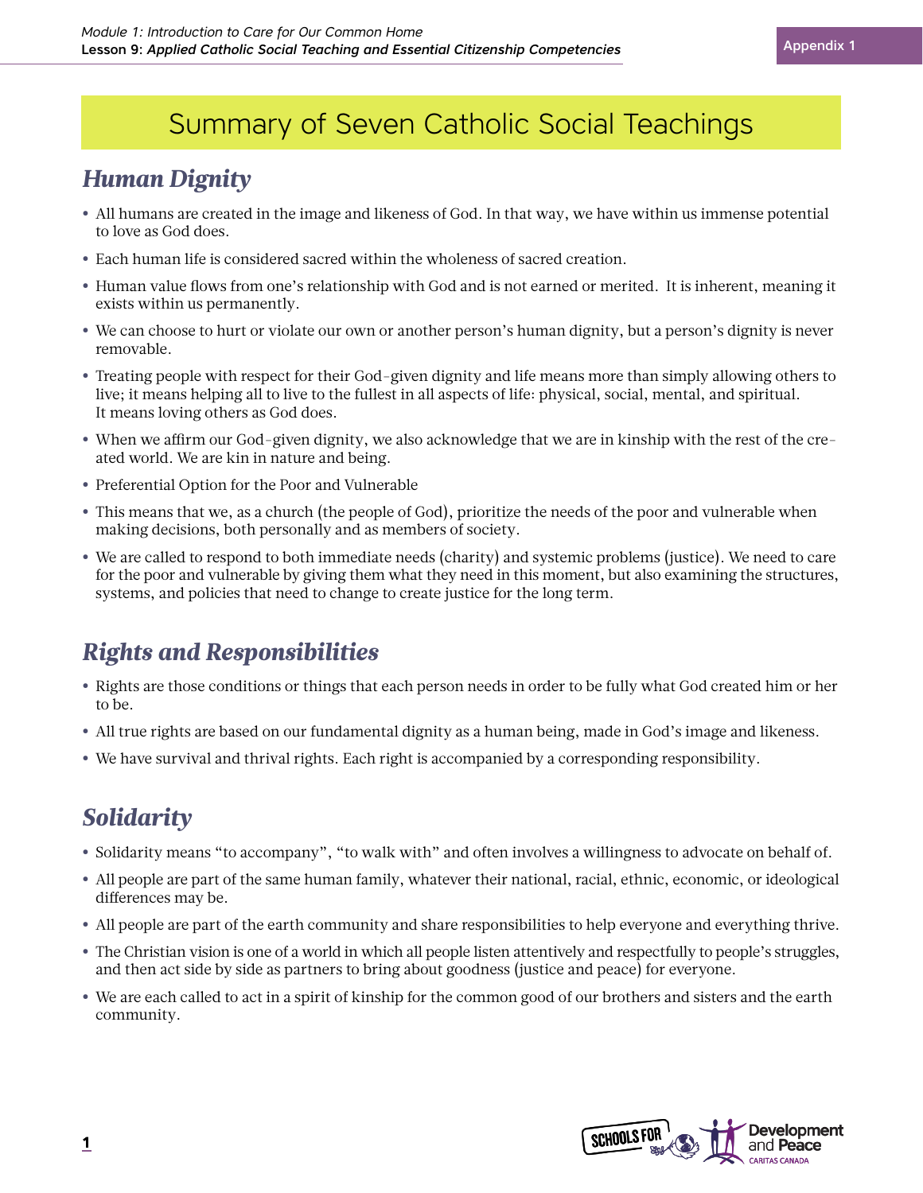# Summary of Seven Catholic Social Teachings

## *Human Dignity*

- All humans are created in the image and likeness of God. In that way, we have within us immense potential to love as God does.
- Each human life is considered sacred within the wholeness of sacred creation.
- Human value flows from one's relationship with God and is not earned or merited. It is inherent, meaning it exists within us permanently.
- We can choose to hurt or violate our own or another person's human dignity, but a person's dignity is never removable.
- Treating people with respect for their God-given dignity and life means more than simply allowing others to live; it means helping all to live to the fullest in all aspects of life: physical, social, mental, and spiritual. It means loving others as God does.
- When we affirm our God-given dignity, we also acknowledge that we are in kinship with the rest of the created world. We are kin in nature and being.
- Preferential Option for the Poor and Vulnerable
- This means that we, as a church (the people of God), prioritize the needs of the poor and vulnerable when making decisions, both personally and as members of society.
- We are called to respond to both immediate needs (charity) and systemic problems (justice). We need to care for the poor and vulnerable by giving them what they need in this moment, but also examining the structures, systems, and policies that need to change to create justice for the long term.

## *Rights and Responsibilities*

- Rights are those conditions or things that each person needs in order to be fully what God created him or her to be.
- All true rights are based on our fundamental dignity as a human being, made in God's image and likeness.
- We have survival and thrival rights. Each right is accompanied by a corresponding responsibility.

## *Solidarity*

- Solidarity means "to accompany", "to walk with" and often involves a willingness to advocate on behalf of.
- All people are part of the same human family, whatever their national, racial, ethnic, economic, or ideological differences may be.
- All people are part of the earth community and share responsibilities to help everyone and everything thrive.
- The Christian vision is one of a world in which all people listen attentively and respectfully to people's struggles, and then act side by side as partners to bring about goodness (justice and peace) for everyone.
- We are each called to act in a spirit of kinship for the common good of our brothers and sisters and the earth community.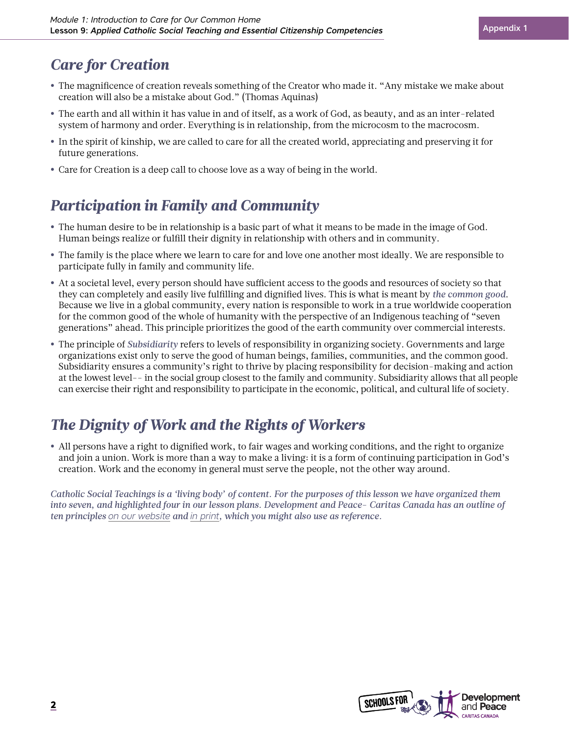## *Care for Creation*

- The magnificence of creation reveals something of the Creator who made it. "Any mistake we make about creation will also be a mistake about God." (Thomas Aquinas)
- The earth and all within it has value in and of itself, as a work of God, as beauty, and as an inter-related system of harmony and order. Everything is in relationship, from the microcosm to the macrocosm.
- In the spirit of kinship, we are called to care for all the created world, appreciating and preserving it for future generations.
- Care for Creation is a deep call to choose love as a way of being in the world.

## *Participation in Family and Community*

- The human desire to be in relationship is a basic part of what it means to be made in the image of God. Human beings realize or fulfill their dignity in relationship with others and in community.
- The family is the place where we learn to care for and love one another most ideally. We are responsible to participate fully in family and community life.
- At a societal level, every person should have sufficient access to the goods and resources of society so that they can completely and easily live fulfilling and dignified lives. This is what is meant by *the common good*. Because we live in a global community, every nation is responsible to work in a true worldwide cooperation for the common good of the whole of humanity with the perspective of an Indigenous teaching of "seven generations" ahead. This principle prioritizes the good of the earth community over commercial interests.
- The principle of *Subsidiarity* refers to levels of responsibility in organizing society. Governments and large organizations exist only to serve the good of human beings, families, communities, and the common good. Subsidiarity ensures a community's right to thrive by placing responsibility for decision-making and action at the lowest level-- in the social group closest to the family and community. Subsidiarity allows that all people can exercise their right and responsibility to participate in the economic, political, and cultural life of society.

## *The Dignity of Work and the Rights of Workers*

- All persons have a right to dignified work, to fair wages and working conditions, and the right to organize and join a union. Work is more than a way to make a living: it is a form of continuing participation in God's creation. Work and the economy in general must serve the people, not the other way around.

*Catholic Social Teachings is a 'living body' of content. For the purposes of this lesson we have organized them into seven, and highlighted four in our lesson plans. Development and Peace- Caritas Canada has an outline of ten principles on our website and in print, which you might also use as reference.*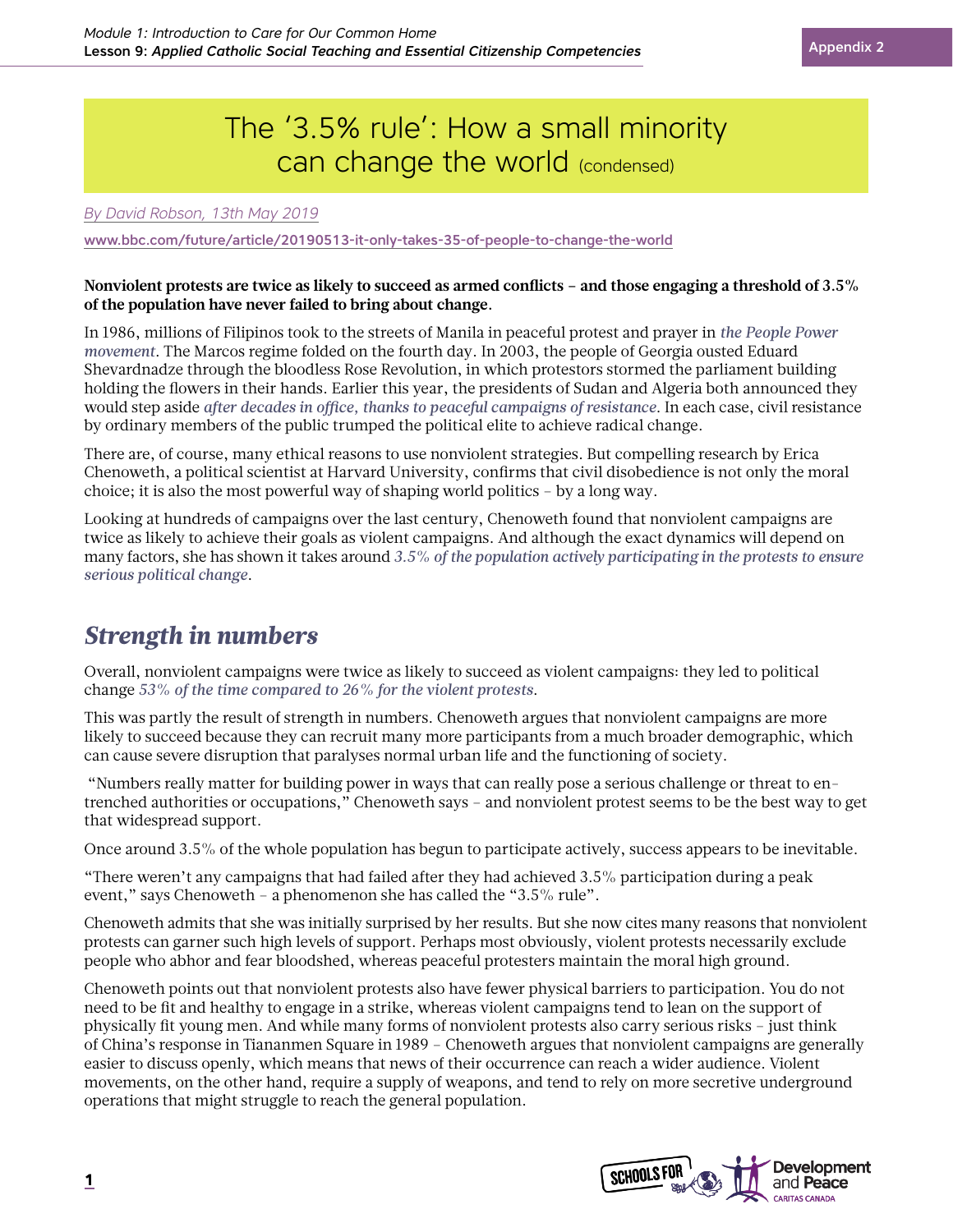# The '3.5% rule': How a small minority can change the world (condensed)

*By David Robson, 13th May 2019*

www.bbc.com/future/article/20190513-it-only-takes-35-of-people-to-change-the-world

**Nonviolent protests are twice as likely to succeed as armed conflicts – and those engaging a threshold of 3.5% of the population have never failed to bring about change.**

In 1986, millions of Filipinos took to the streets of Manila in peaceful protest and prayer in *the People Power movement*. The Marcos regime folded on the fourth day. In 2003, the people of Georgia ousted Eduard Shevardnadze through the bloodless Rose Revolution, in which protestors stormed the parliament building holding the flowers in their hands. Earlier this year, the presidents of Sudan and Algeria both announced they would step aside *after decades in office, thanks to peaceful campaigns of resistance*. In each case, civil resistance by ordinary members of the public trumped the political elite to achieve radical change.

There are, of course, many ethical reasons to use nonviolent strategies. But compelling research by Erica Chenoweth, a political scientist at Harvard University, confirms that civil disobedience is not only the moral choice; it is also the most powerful way of shaping world politics – by a long way.

Looking at hundreds of campaigns over the last century, Chenoweth found that nonviolent campaigns are twice as likely to achieve their goals as violent campaigns. And although the exact dynamics will depend on many factors, she has shown it takes around *3.5% of the population actively participating in the protests to ensure serious political change*.

## *Strength in numbers*

Overall, nonviolent campaigns were twice as likely to succeed as violent campaigns: they led to political change *53% of the time compared to 26% for the violent protests*.

This was partly the result of strength in numbers. Chenoweth argues that nonviolent campaigns are more likely to succeed because they can recruit many more participants from a much broader demographic, which can cause severe disruption that paralyses normal urban life and the functioning of society.

"Numbers really matter for building power in ways that can really pose a serious challenge or threat to entrenched authorities or occupations," Chenoweth says – and nonviolent protest seems to be the best way to get that widespread support.

Once around 3.5% of the whole population has begun to participate actively, success appears to be inevitable.

"There weren't any campaigns that had failed after they had achieved 3.5% participation during a peak event," says Chenoweth – a phenomenon she has called the "3.5% rule".

Chenoweth admits that she was initially surprised by her results. But she now cites many reasons that nonviolent protests can garner such high levels of support. Perhaps most obviously, violent protests necessarily exclude people who abhor and fear bloodshed, whereas peaceful protesters maintain the moral high ground.

Chenoweth points out that nonviolent protests also have fewer physical barriers to participation. You do not need to be fit and healthy to engage in a strike, whereas violent campaigns tend to lean on the support of physically fit young men. And while many forms of nonviolent protests also carry serious risks – just think of China's response in Tiananmen Square in 1989 – Chenoweth argues that nonviolent campaigns are generally easier to discuss openly, which means that news of their occurrence can reach a wider audience. Violent movements, on the other hand, require a supply of weapons, and tend to rely on more secretive underground operations that might struggle to reach the general population.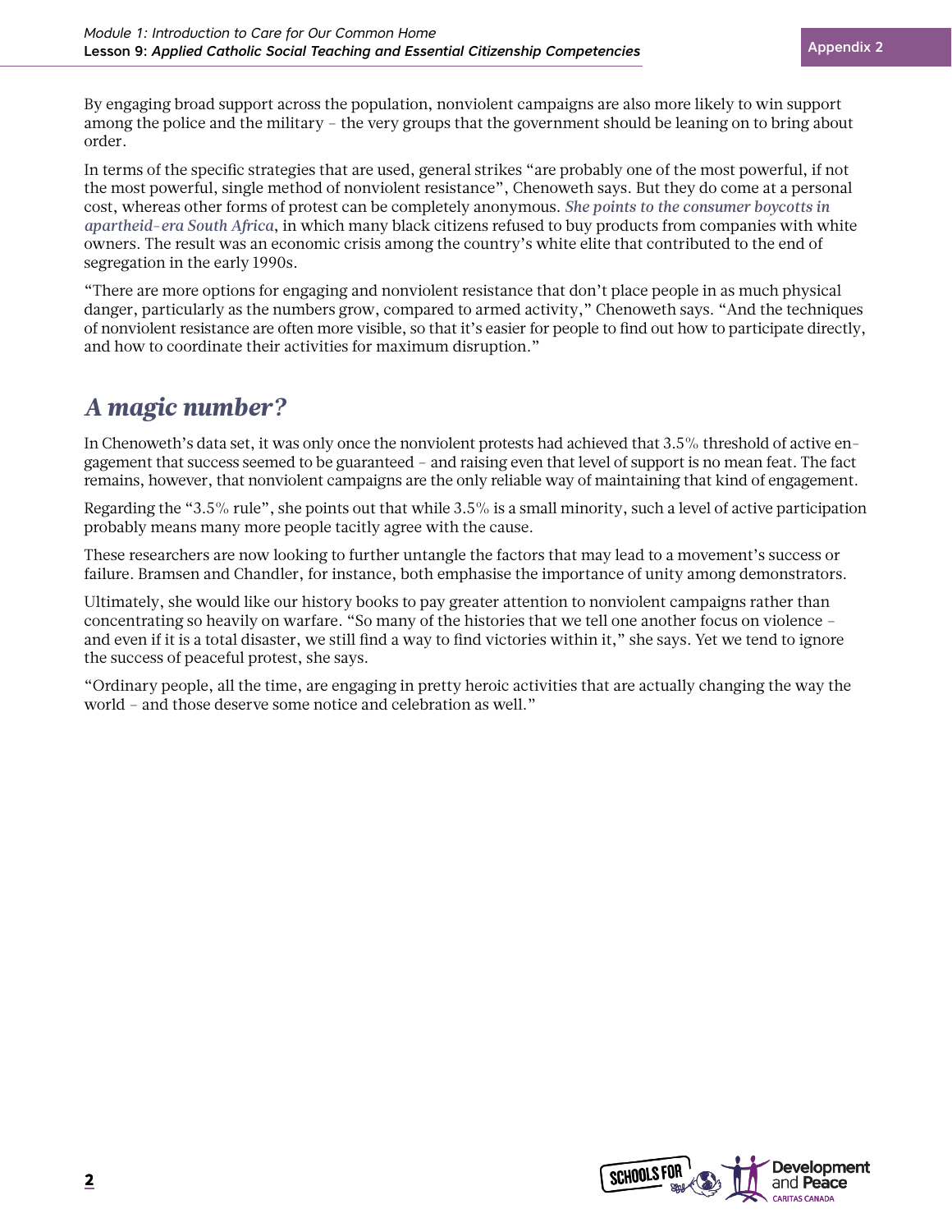By engaging broad support across the population, nonviolent campaigns are also more likely to win support among the police and the military – the very groups that the government should be leaning on to bring about order.

In terms of the specific strategies that are used, general strikes "are probably one of the most powerful, if not the most powerful, single method of nonviolent resistance", Chenoweth says. But they do come at a personal cost, whereas other forms of protest can be completely anonymous. *She points to the consumer boycotts in apartheid-era South Africa*, in which many black citizens refused to buy products from companies with white owners. The result was an economic crisis among the country's white elite that contributed to the end of segregation in the early 1990s.

"There are more options for engaging and nonviolent resistance that don't place people in as much physical danger, particularly as the numbers grow, compared to armed activity," Chenoweth says. "And the techniques of nonviolent resistance are often more visible, so that it's easier for people to find out how to participate directly, and how to coordinate their activities for maximum disruption."

## *A magic number?*

In Chenoweth's data set, it was only once the nonviolent protests had achieved that 3.5% threshold of active engagement that success seemed to be guaranteed – and raising even that level of support is no mean feat. The fact remains, however, that nonviolent campaigns are the only reliable way of maintaining that kind of engagement.

Regarding the "3.5% rule", she points out that while 3.5% is a small minority, such a level of active participation probably means many more people tacitly agree with the cause.

These researchers are now looking to further untangle the factors that may lead to a movement's success or failure. Bramsen and Chandler, for instance, both emphasise the importance of unity among demonstrators.

Ultimately, she would like our history books to pay greater attention to nonviolent campaigns rather than concentrating so heavily on warfare. "So many of the histories that we tell one another focus on violence – and even if it is a total disaster, we still find a way to find victories within it," she says. Yet we tend to ignore the success of peaceful protest, she says.

"Ordinary people, all the time, are engaging in pretty heroic activities that are actually changing the way the world – and those deserve some notice and celebration as well."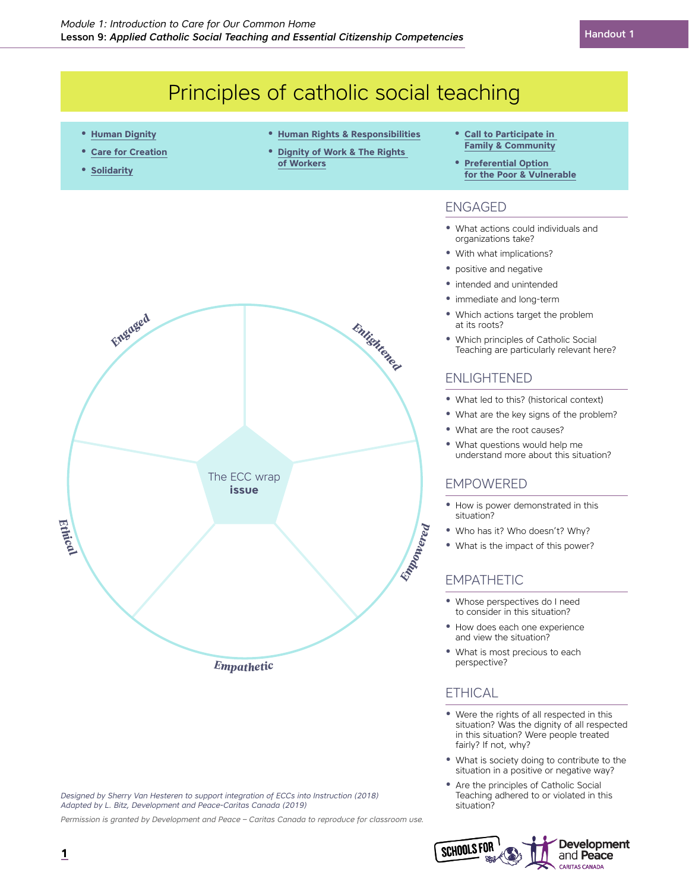# Principles of catholic social teaching

- **Human Dignity**
- **Care for Creation**
- **Solidarity**
- **Human Rights & Responsibilities**
- **Dignity of Work & The Rights of Workers**
- **Call to Participate in Family & Community**
- **Preferential Option for the Poor & Vulnerable**

Engaged

Enlightened

Empowered

Empathetic

Ethical

The ECC wrap **issue**

## ENGAGED

- What actions could individuals and organizations take?
- With what implications?
- positive and negative
- intended and unintended
- immediate and long-term
- Which actions target the problem at its roots?
- Which principles of Catholic Social Teaching are particularly relevant here?

## ENLIGHTENED

- What led to this? (historical context)
- What are the key signs of the problem?
- What are the root causes?
- What questions would help me understand more about this situation?

## EMPOWERED

- How is power demonstrated in this situation?
- Who has it? Who doesn't? Why?
- What is the impact of this power?

## EMPATHETIC

- Whose perspectives do I need to consider in this situation?
- How does each one experience and view the situation?
- What is most precious to each perspective?

## ETHICAL

- Were the rights of all respected in this situation? Was the dignity of all respected in this situation? Were people treated fairly? If not, why?
- What is society doing to contribute to the situation in a positive or negative way?
- Are the principles of Catholic Social Teaching adhered to or violated in this situation?

*Designed by Sherry Van Hesteren to support integration of ECCs into Instruction (2018)*
*Adapted by L. Bitz, Development and Peace-Caritas Canada (2019)*

*Permission is granted by Development and Peace – Caritas Canada to reproduce for classroom use.*